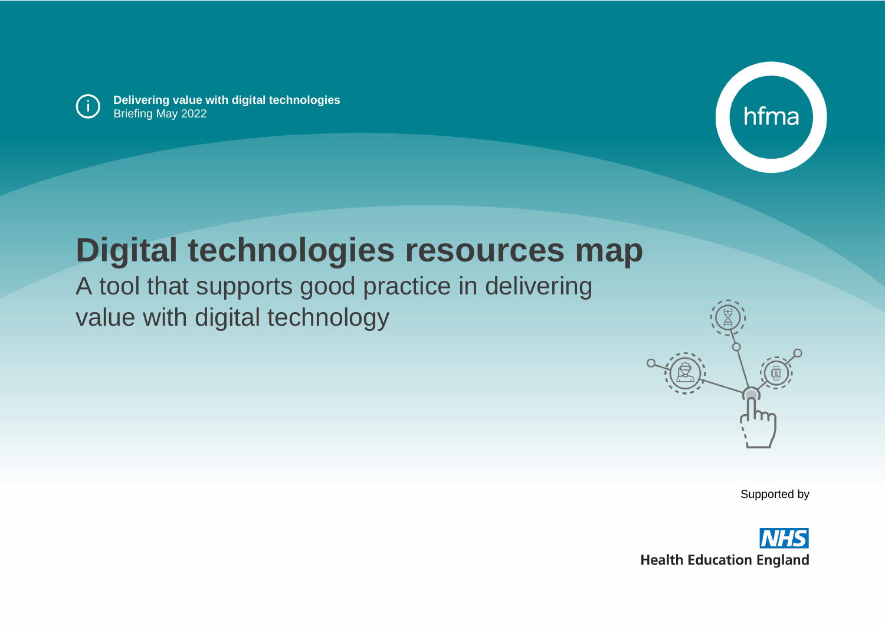**Delivering value with digital technologies**
Briefing May 2022

hfma

# Digital technologies resources map

A tool that supports good practice in delivering value with digital technology

Supported by

NHS Health Education England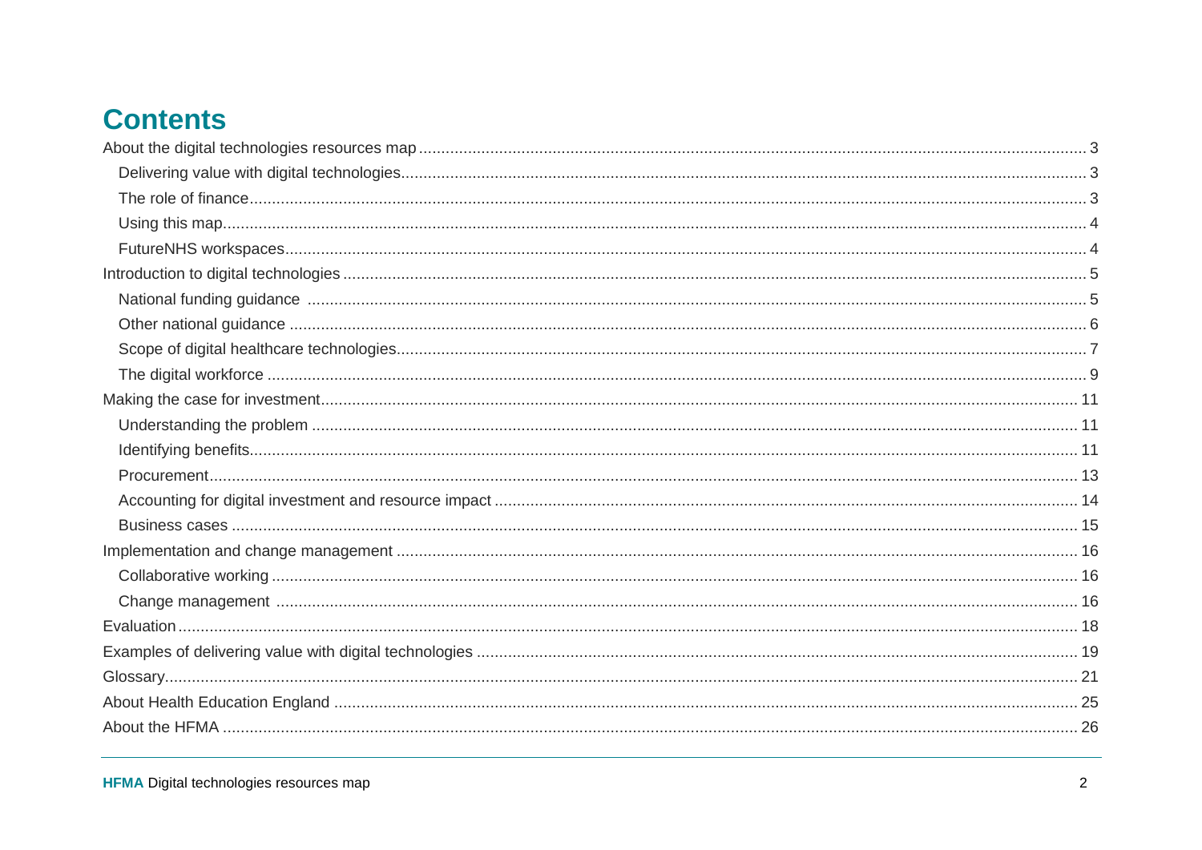# Contents

- About the digital technologies resources map ..... 3
  - Delivering value with digital technologies ..... 3
  - The role of finance ..... 3
  - Using this map ..... 4
  - FutureNHS workspaces ..... 4
- Introduction to digital technologies ..... 5
  - National funding guidance ..... 5
  - Other national guidance ..... 6
  - Scope of digital healthcare technologies ..... 7
  - The digital workforce ..... 9
- Making the case for investment ..... 11
  - Understanding the problem ..... 11
  - Identifying benefits ..... 11
  - Procurement ..... 13
  - Accounting for digital investment and resource impact ..... 14
  - Business cases ..... 15
- Implementation and change management ..... 16
  - Collaborative working ..... 16
  - Change management ..... 16
- Evaluation ..... 18
- Examples of delivering value with digital technologies ..... 19
- Glossary ..... 21
- About Health Education England ..... 25
- About the HFMA ..... 26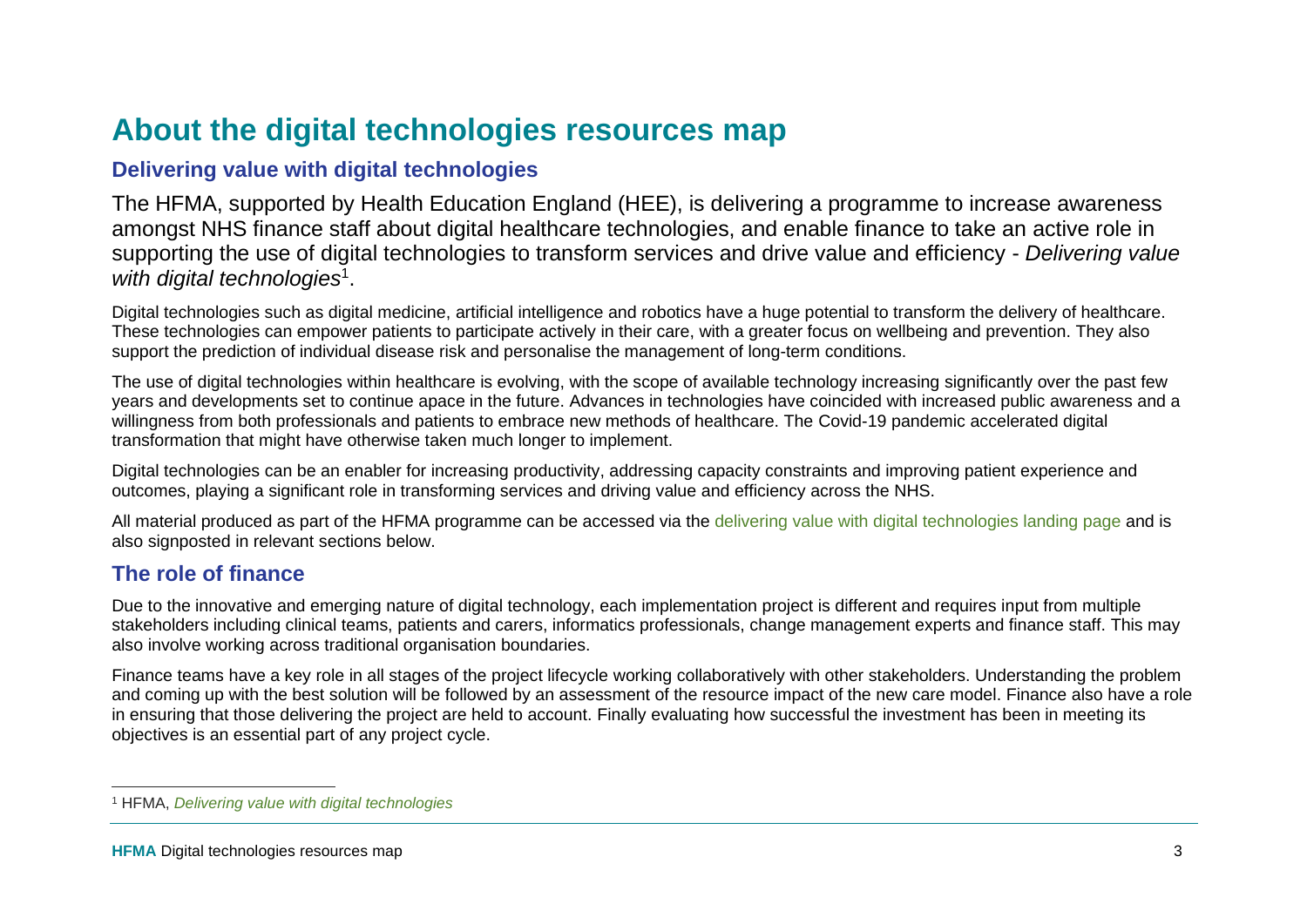# About the digital technologies resources map

## Delivering value with digital technologies

The HFMA, supported by Health Education England (HEE), is delivering a programme to increase awareness amongst NHS finance staff about digital healthcare technologies, and enable finance to take an active role in supporting the use of digital technologies to transform services and drive value and efficiency - *Delivering value with digital technologies*[1].

Digital technologies such as digital medicine, artificial intelligence and robotics have a huge potential to transform the delivery of healthcare. These technologies can empower patients to participate actively in their care, with a greater focus on wellbeing and prevention. They also support the prediction of individual disease risk and personalise the management of long-term conditions.

The use of digital technologies within healthcare is evolving, with the scope of available technology increasing significantly over the past few years and developments set to continue apace in the future. Advances in technologies have coincided with increased public awareness and a willingness from both professionals and patients to embrace new methods of healthcare. The Covid-19 pandemic accelerated digital transformation that might have otherwise taken much longer to implement.

Digital technologies can be an enabler for increasing productivity, addressing capacity constraints and improving patient experience and outcomes, playing a significant role in transforming services and driving value and efficiency across the NHS.

All material produced as part of the HFMA programme can be accessed via the delivering value with digital technologies landing page and is also signposted in relevant sections below.

## The role of finance

Due to the innovative and emerging nature of digital technology, each implementation project is different and requires input from multiple stakeholders including clinical teams, patients and carers, informatics professionals, change management experts and finance staff. This may also involve working across traditional organisation boundaries.

Finance teams have a key role in all stages of the project lifecycle working collaboratively with other stakeholders. Understanding the problem and coming up with the best solution will be followed by an assessment of the resource impact of the new care model. Finance also have a role in ensuring that those delivering the project are held to account. Finally evaluating how successful the investment has been in meeting its objectives is an essential part of any project cycle.

---

[1] HFMA, *Delivering value with digital technologies*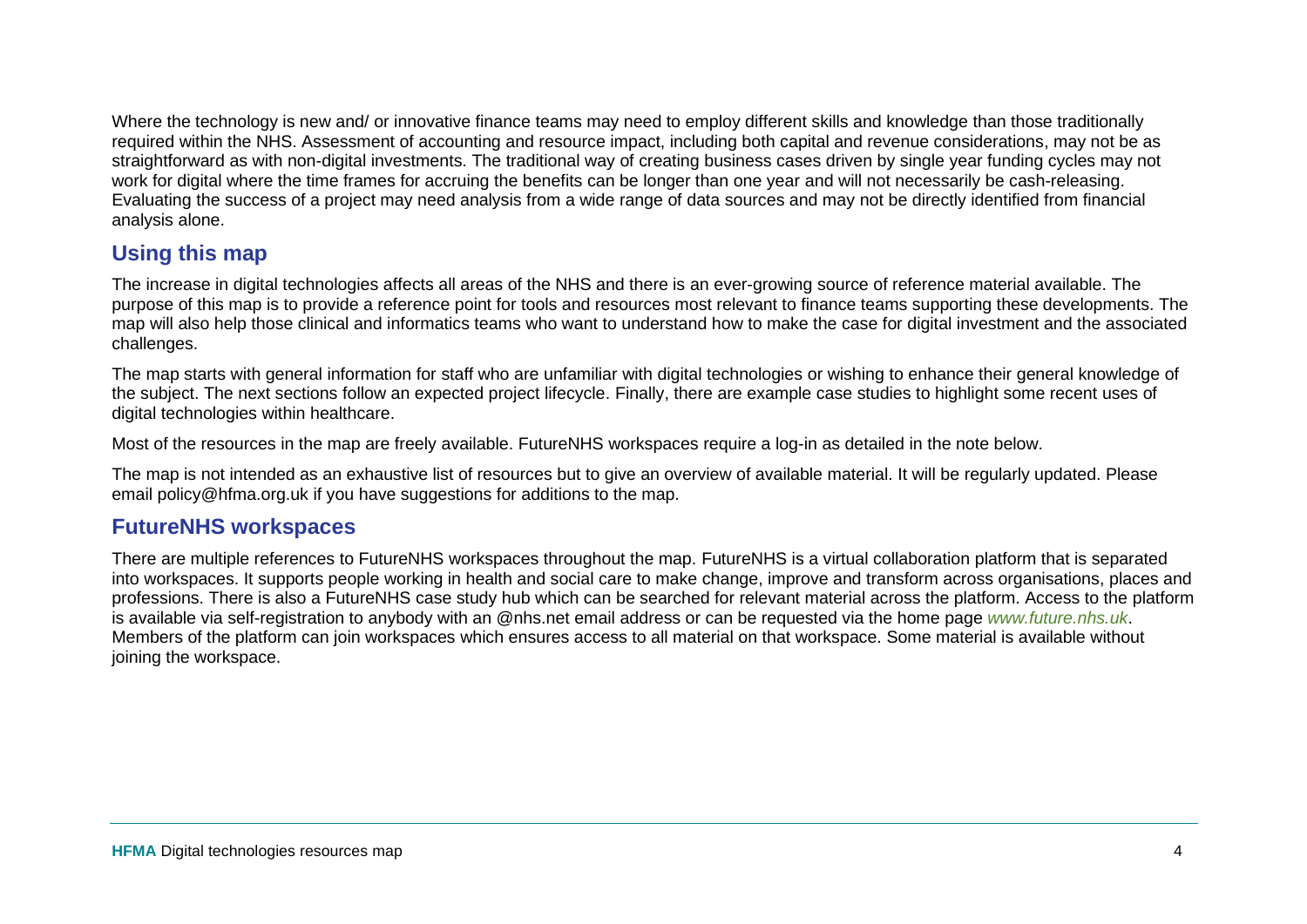Where the technology is new and/ or innovative finance teams may need to employ different skills and knowledge than those traditionally required within the NHS. Assessment of accounting and resource impact, including both capital and revenue considerations, may not be as straightforward as with non-digital investments. The traditional way of creating business cases driven by single year funding cycles may not work for digital where the time frames for accruing the benefits can be longer than one year and will not necessarily be cash-releasing. Evaluating the success of a project may need analysis from a wide range of data sources and may not be directly identified from financial analysis alone.

## Using this map

The increase in digital technologies affects all areas of the NHS and there is an ever-growing source of reference material available. The purpose of this map is to provide a reference point for tools and resources most relevant to finance teams supporting these developments. The map will also help those clinical and informatics teams who want to understand how to make the case for digital investment and the associated challenges.

The map starts with general information for staff who are unfamiliar with digital technologies or wishing to enhance their general knowledge of the subject. The next sections follow an expected project lifecycle. Finally, there are example case studies to highlight some recent uses of digital technologies within healthcare.

Most of the resources in the map are freely available. FutureNHS workspaces require a log-in as detailed in the note below.

The map is not intended as an exhaustive list of resources but to give an overview of available material. It will be regularly updated. Please email policy@hfma.org.uk if you have suggestions for additions to the map.

## FutureNHS workspaces

There are multiple references to FutureNHS workspaces throughout the map. FutureNHS is a virtual collaboration platform that is separated into workspaces. It supports people working in health and social care to make change, improve and transform across organisations, places and professions. There is also a FutureNHS case study hub which can be searched for relevant material across the platform. Access to the platform is available via self-registration to anybody with an @nhs.net email address or can be requested via the home page *www.future.nhs.uk*. Members of the platform can join workspaces which ensures access to all material on that workspace. Some material is available without joining the workspace.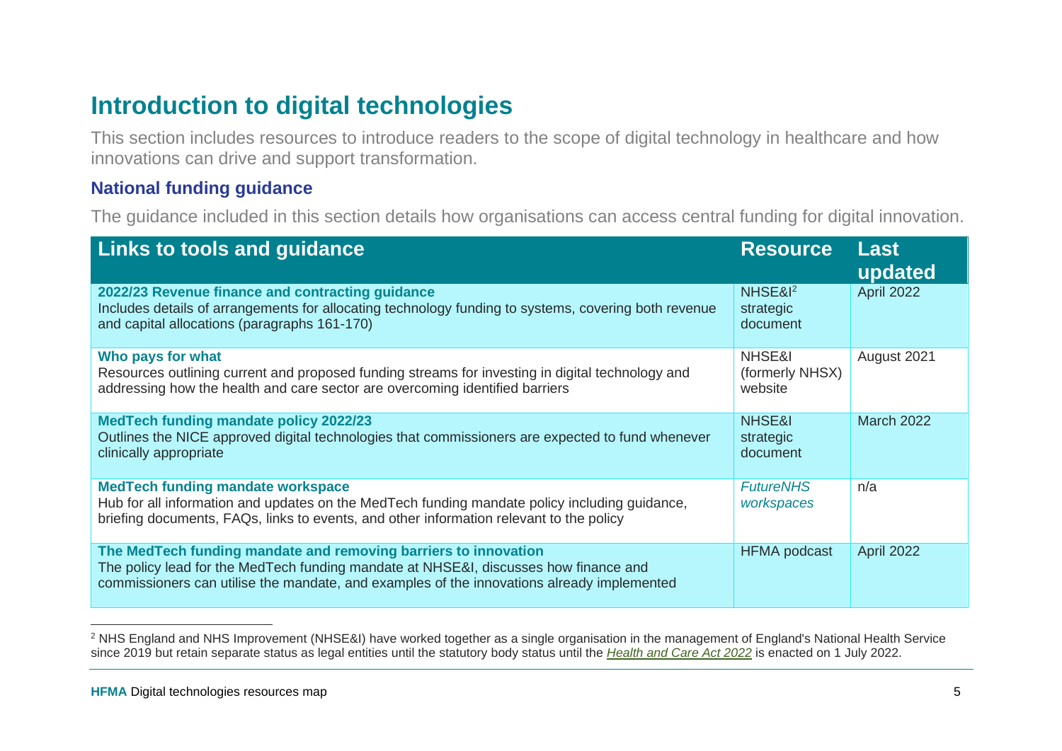# Introduction to digital technologies

This section includes resources to introduce readers to the scope of digital technology in healthcare and how innovations can drive and support transformation.

## National funding guidance

The guidance included in this section details how organisations can access central funding for digital innovation.

| Links to tools and guidance | Resource | Last updated |
|---|---|---|
| **2022/23 Revenue finance and contracting guidance**<br>Includes details of arrangements for allocating technology funding to systems, covering both revenue and capital allocations (paragraphs 161-170) | NHSE&I[2] strategic document | April 2022 |
| **Who pays for what**<br>Resources outlining current and proposed funding streams for investing in digital technology and addressing how the health and care sector are overcoming identified barriers | NHSE&I (formerly NHSX) website | August 2021 |
| **MedTech funding mandate policy 2022/23**<br>Outlines the NICE approved digital technologies that commissioners are expected to fund whenever clinically appropriate | NHSE&I strategic document | March 2022 |
| **MedTech funding mandate workspace**<br>Hub for all information and updates on the MedTech funding mandate policy including guidance, briefing documents, FAQs, links to events, and other information relevant to the policy | *FutureNHS workspaces* | n/a |
| **The MedTech funding mandate and removing barriers to innovation**<br>The policy lead for the MedTech funding mandate at NHSE&I, discusses how finance and commissioners can utilise the mandate, and examples of the innovations already implemented | HFMA podcast | April 2022 |

[2] NHS England and NHS Improvement (NHSE&I) have worked together as a single organisation in the management of England's National Health Service since 2019 but retain separate status as legal entities until the statutory body status until the *Health and Care Act 2022* is enacted on 1 July 2022.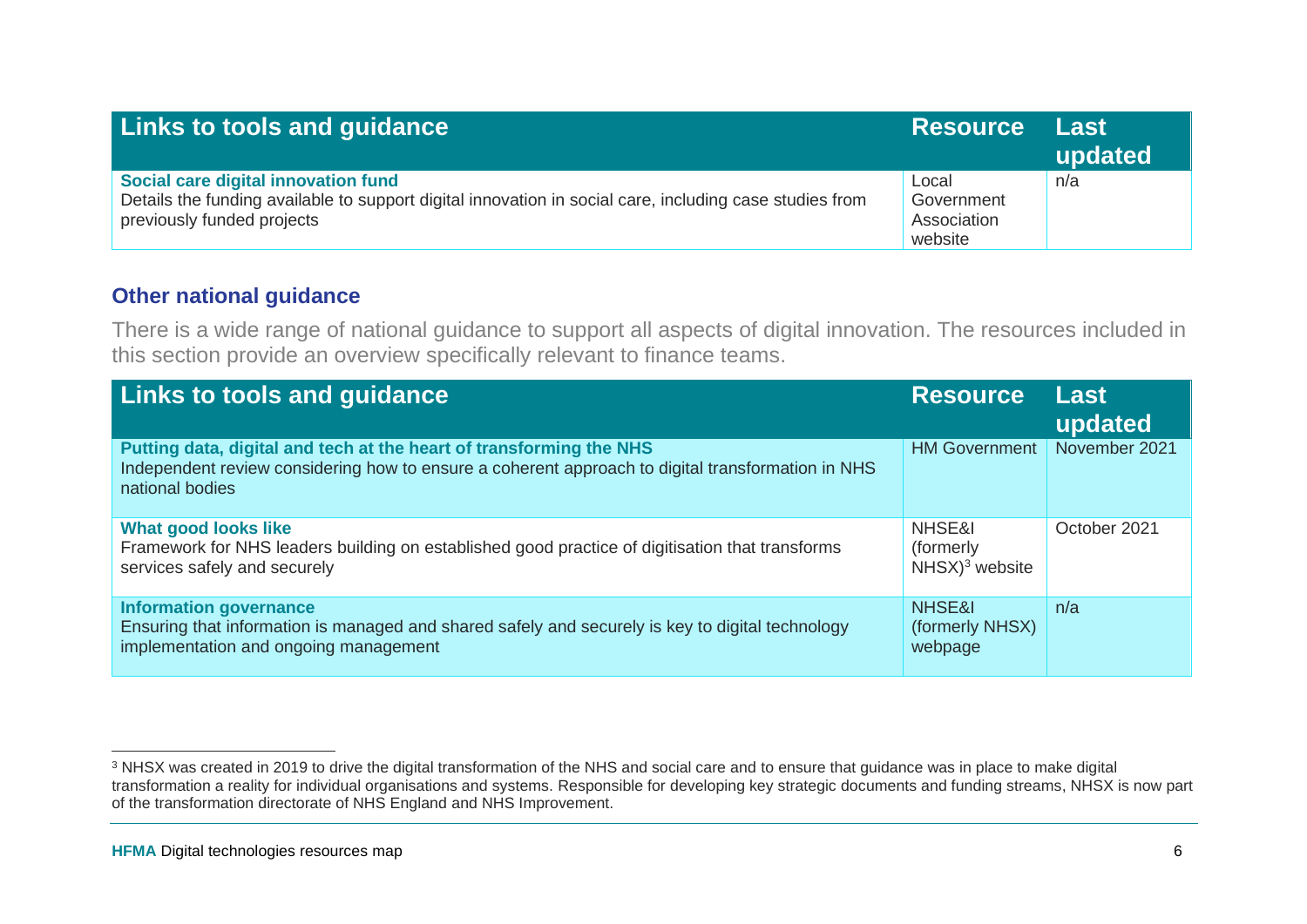| Links to tools and guidance | Resource | Last updated |
|---|---|---|
| **Social care digital innovation fund**<br>Details the funding available to support digital innovation in social care, including case studies from previously funded projects | Local Government Association website | n/a |

### Other national guidance

There is a wide range of national guidance to support all aspects of digital innovation. The resources included in this section provide an overview specifically relevant to finance teams.

| Links to tools and guidance | Resource | Last updated |
|---|---|---|
| **Putting data, digital and tech at the heart of transforming the NHS**<br>Independent review considering how to ensure a coherent approach to digital transformation in NHS national bodies | HM Government | November 2021 |
| **What good looks like**<br>Framework for NHS leaders building on established good practice of digitisation that transforms services safely and securely | NHSE&I (formerly NHSX)[3] website | October 2021 |
| **Information governance**<br>Ensuring that information is managed and shared safely and securely is key to digital technology implementation and ongoing management | NHSE&I (formerly NHSX) webpage | n/a |

[3] NHSX was created in 2019 to drive the digital transformation of the NHS and social care and to ensure that guidance was in place to make digital transformation a reality for individual organisations and systems. Responsible for developing key strategic documents and funding streams, NHSX is now part of the transformation directorate of NHS England and NHS Improvement.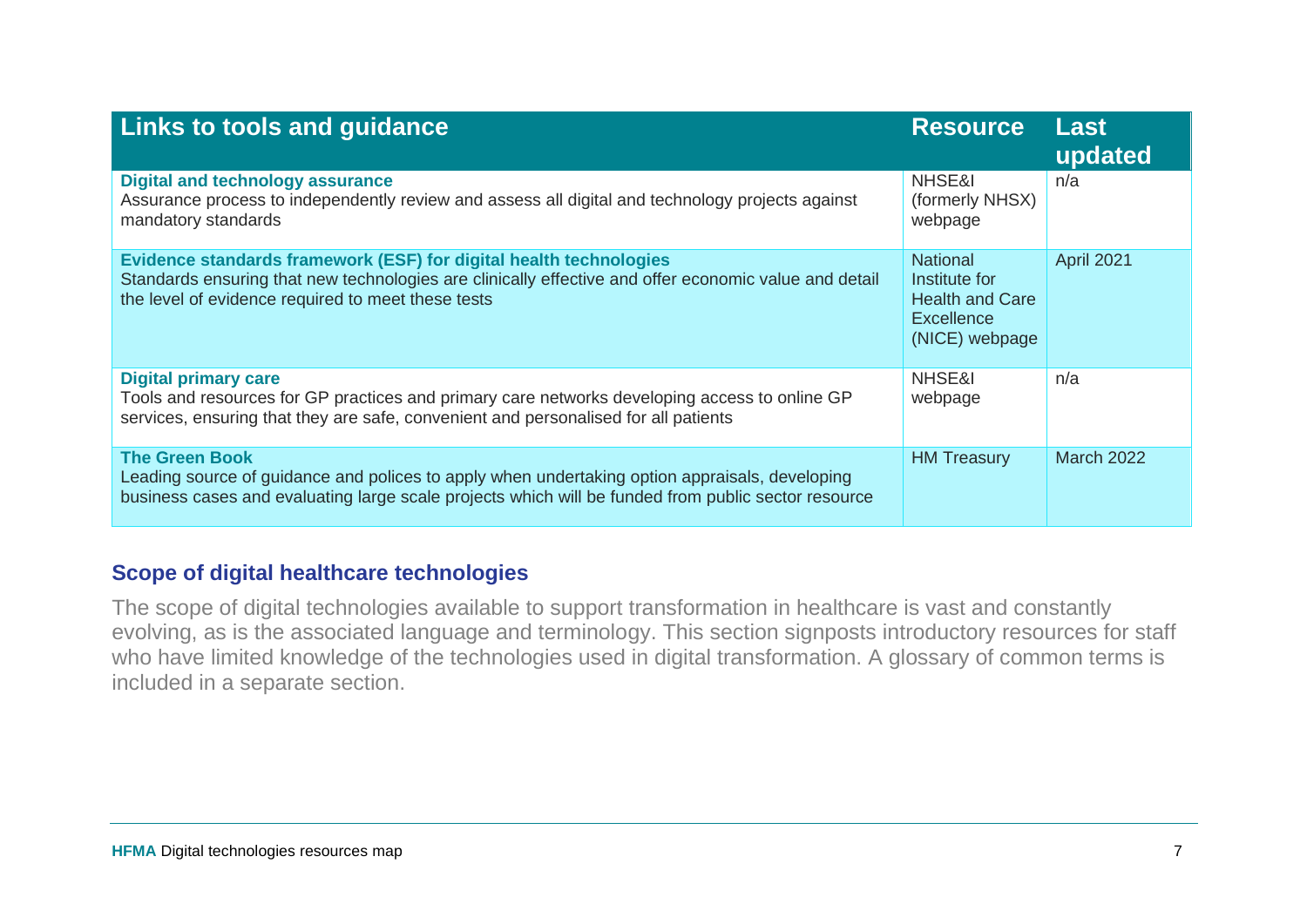| Links to tools and guidance | Resource | Last updated |
|---|---|---|
| **Digital and technology assurance**<br>Assurance process to independently review and assess all digital and technology projects against mandatory standards | NHSE&I (formerly NHSX) webpage | n/a |
| **Evidence standards framework (ESF) for digital health technologies**<br>Standards ensuring that new technologies are clinically effective and offer economic value and detail the level of evidence required to meet these tests | National Institute for Health and Care Excellence (NICE) webpage | April 2021 |
| **Digital primary care**<br>Tools and resources for GP practices and primary care networks developing access to online GP services, ensuring that they are safe, convenient and personalised for all patients | NHSE&I webpage | n/a |
| **The Green Book**<br>Leading source of guidance and polices to apply when undertaking option appraisals, developing business cases and evaluating large scale projects which will be funded from public sector resource | HM Treasury | March 2022 |

## Scope of digital healthcare technologies

The scope of digital technologies available to support transformation in healthcare is vast and constantly evolving, as is the associated language and terminology. This section signposts introductory resources for staff who have limited knowledge of the technologies used in digital transformation. A glossary of common terms is included in a separate section.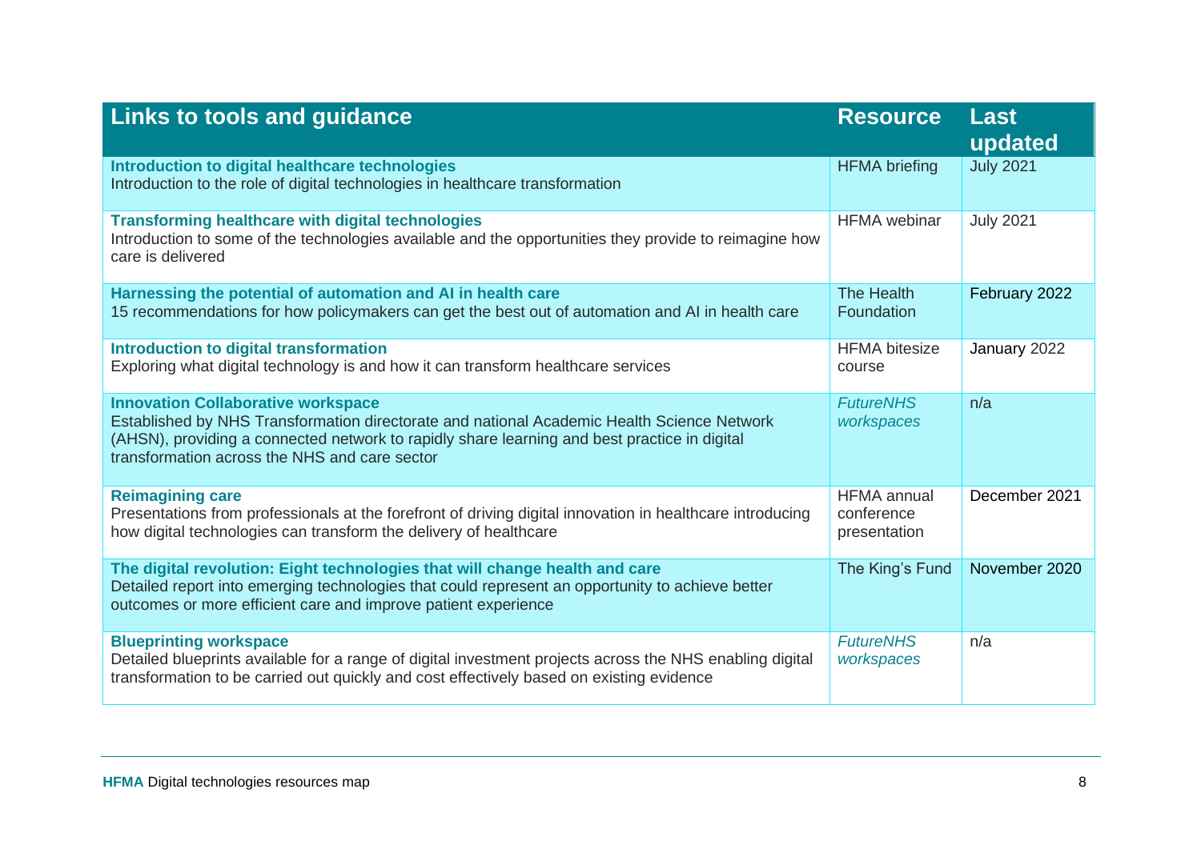| Links to tools and guidance | Resource | Last updated |
|---|---|---|
| **Introduction to digital healthcare technologies**<br>Introduction to the role of digital technologies in healthcare transformation | HFMA briefing | July 2021 |
| **Transforming healthcare with digital technologies**<br>Introduction to some of the technologies available and the opportunities they provide to reimagine how care is delivered | HFMA webinar | July 2021 |
| **Harnessing the potential of automation and AI in health care**<br>15 recommendations for how policymakers can get the best out of automation and AI in health care | The Health Foundation | February 2022 |
| **Introduction to digital transformation**<br>Exploring what digital technology is and how it can transform healthcare services | HFMA bitesize course | January 2022 |
| **Innovation Collaborative workspace**<br>Established by NHS Transformation directorate and national Academic Health Science Network (AHSN), providing a connected network to rapidly share learning and best practice in digital transformation across the NHS and care sector | *FutureNHS workspaces* | n/a |
| **Reimagining care**<br>Presentations from professionals at the forefront of driving digital innovation in healthcare introducing how digital technologies can transform the delivery of healthcare | HFMA annual conference presentation | December 2021 |
| **The digital revolution: Eight technologies that will change health and care**<br>Detailed report into emerging technologies that could represent an opportunity to achieve better outcomes or more efficient care and improve patient experience | The King's Fund | November 2020 |
| **Blueprinting workspace**<br>Detailed blueprints available for a range of digital investment projects across the NHS enabling digital transformation to be carried out quickly and cost effectively based on existing evidence | *FutureNHS workspaces* | n/a |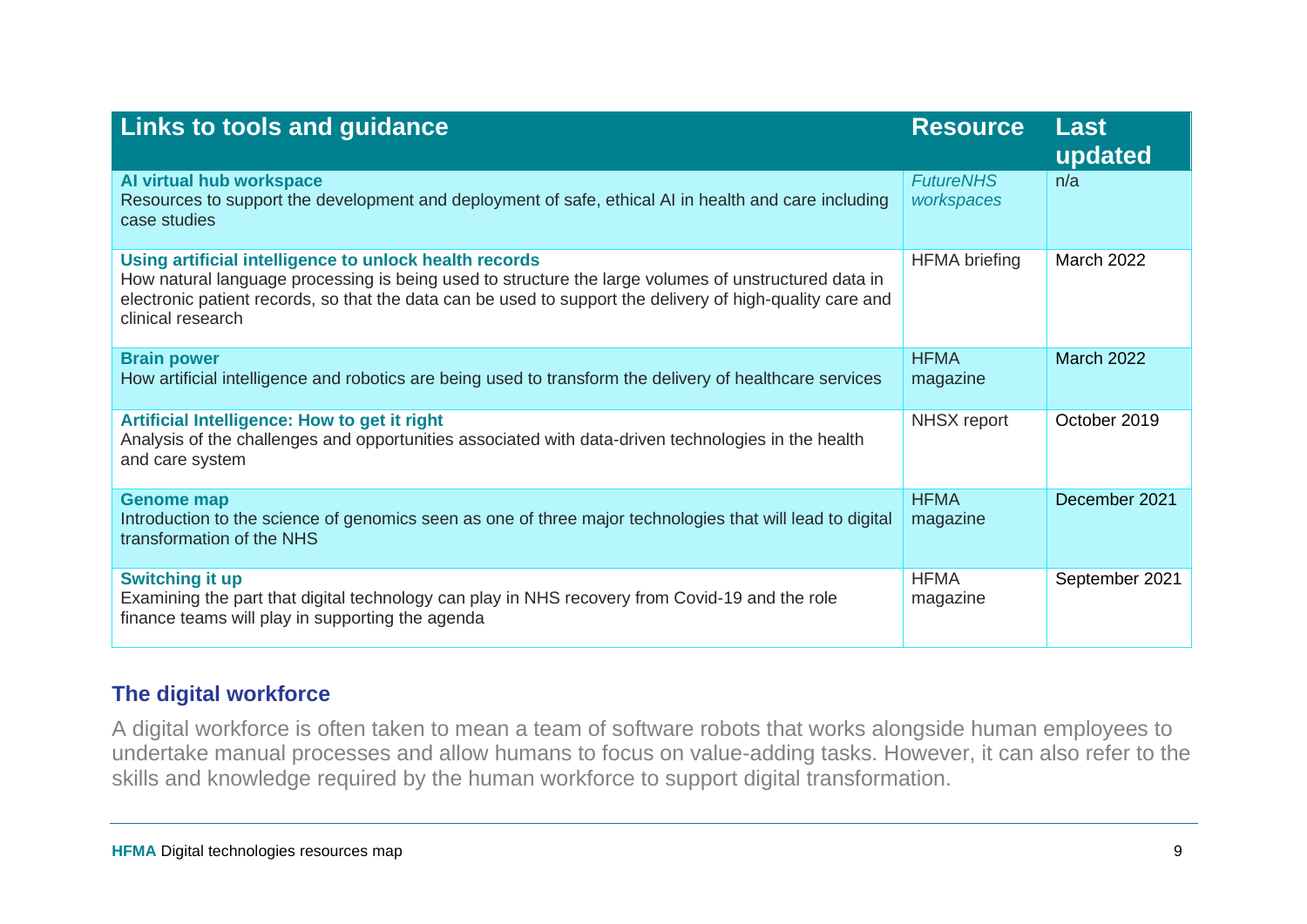| Links to tools and guidance | Resource | Last updated |
|---|---|---|
| **AI virtual hub workspace**<br>Resources to support the development and deployment of safe, ethical AI in health and care including case studies | *FutureNHS workspaces* | n/a |
| **Using artificial intelligence to unlock health records**<br>How natural language processing is being used to structure the large volumes of unstructured data in electronic patient records, so that the data can be used to support the delivery of high-quality care and clinical research | HFMA briefing | March 2022 |
| **Brain power**<br>How artificial intelligence and robotics are being used to transform the delivery of healthcare services | HFMA magazine | March 2022 |
| **Artificial Intelligence: How to get it right**<br>Analysis of the challenges and opportunities associated with data-driven technologies in the health and care system | NHSX report | October 2019 |
| **Genome map**<br>Introduction to the science of genomics seen as one of three major technologies that will lead to digital transformation of the NHS | HFMA magazine | December 2021 |
| **Switching it up**<br>Examining the part that digital technology can play in NHS recovery from Covid-19 and the role finance teams will play in supporting the agenda | HFMA magazine | September 2021 |

## The digital workforce

A digital workforce is often taken to mean a team of software robots that works alongside human employees to undertake manual processes and allow humans to focus on value-adding tasks. However, it can also refer to the skills and knowledge required by the human workforce to support digital transformation.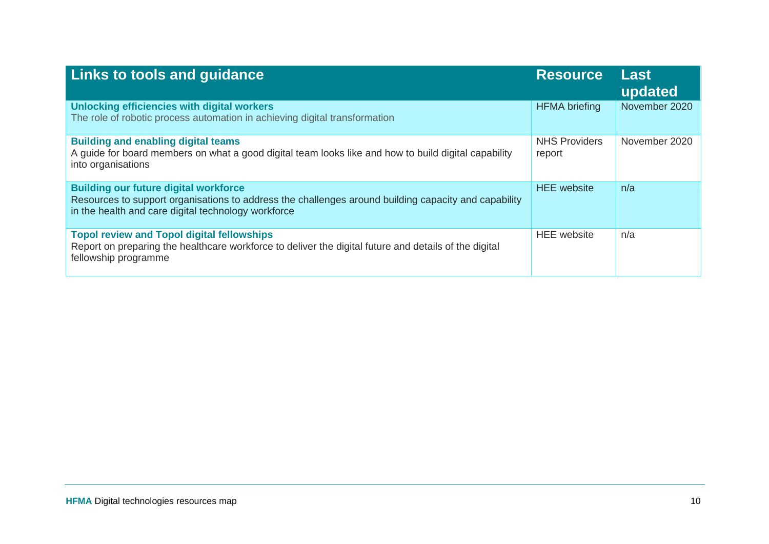| Links to tools and guidance | Resource | Last updated |
|---|---|---|
| **Unlocking efficiencies with digital workers**<br>The role of robotic process automation in achieving digital transformation | HFMA briefing | November 2020 |
| **Building and enabling digital teams**<br>A guide for board members on what a good digital team looks like and how to build digital capability into organisations | NHS Providers report | November 2020 |
| **Building our future digital workforce**<br>Resources to support organisations to address the challenges around building capacity and capability in the health and care digital technology workforce | HEE website | n/a |
| **Topol review and Topol digital fellowships**<br>Report on preparing the healthcare workforce to deliver the digital future and details of the digital fellowship programme | HEE website | n/a |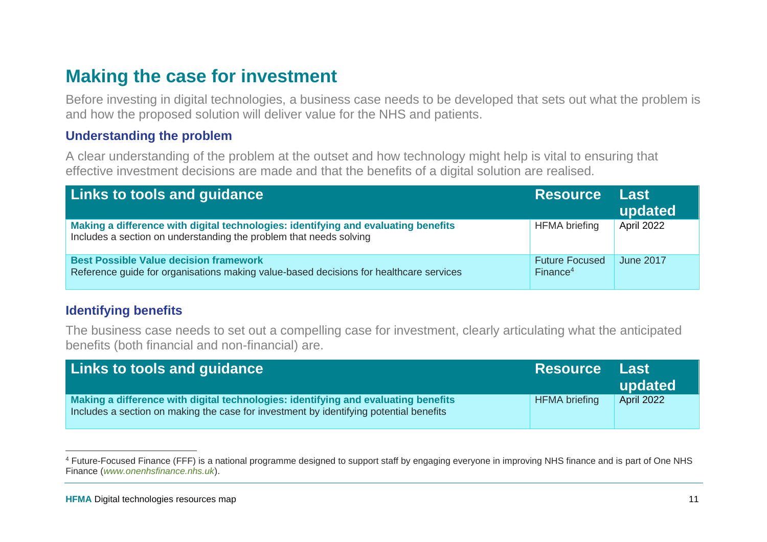## Making the case for investment

Before investing in digital technologies, a business case needs to be developed that sets out what the problem is and how the proposed solution will deliver value for the NHS and patients.

### Understanding the problem

A clear understanding of the problem at the outset and how technology might help is vital to ensuring that effective investment decisions are made and that the benefits of a digital solution are realised.

| Links to tools and guidance | Resource | Last updated |
|---|---|---|
| **Making a difference with digital technologies: identifying and evaluating benefits**<br>Includes a section on understanding the problem that needs solving | HFMA briefing | April 2022 |
| **Best Possible Value decision framework**<br>Reference guide for organisations making value-based decisions for healthcare services | Future Focused Finance[4] | June 2017 |

### Identifying benefits

The business case needs to set out a compelling case for investment, clearly articulating what the anticipated benefits (both financial and non-financial) are.

| Links to tools and guidance | Resource | Last updated |
|---|---|---|
| **Making a difference with digital technologies: identifying and evaluating benefits**<br>Includes a section on making the case for investment by identifying potential benefits | HFMA briefing | April 2022 |

[4] Future-Focused Finance (FFF) is a national programme designed to support staff by engaging everyone in improving NHS finance and is part of One NHS Finance (*www.onenhsfinance.nhs.uk*).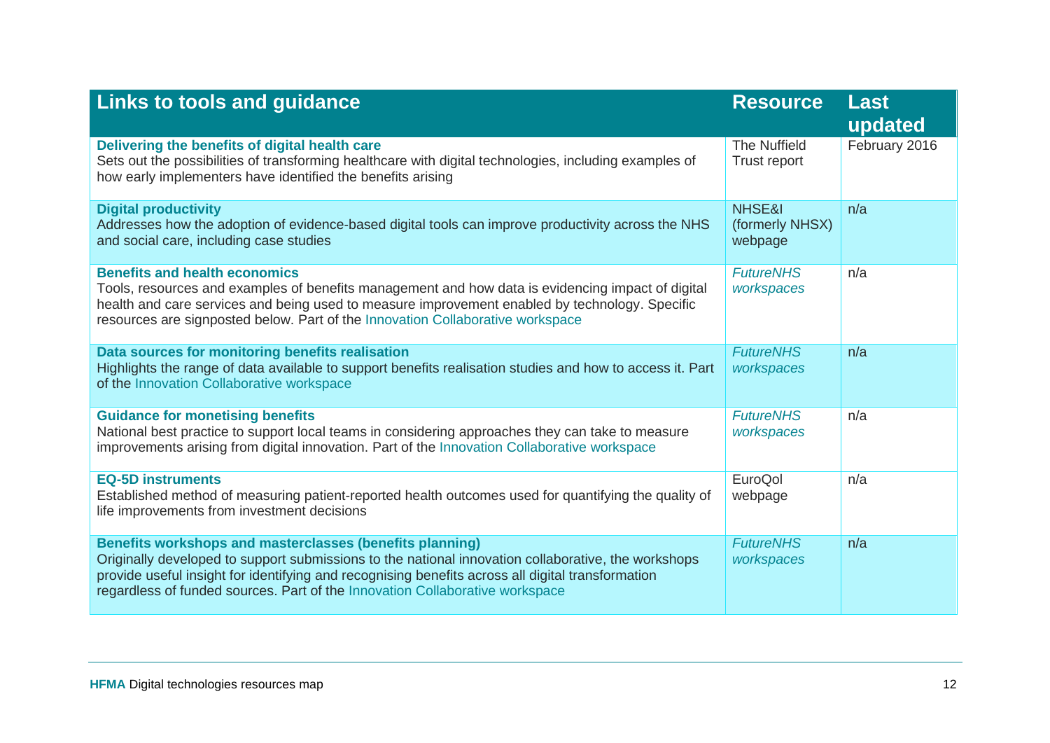| Links to tools and guidance | Resource | Last updated |
|---|---|---|
| **Delivering the benefits of digital health care**<br>Sets out the possibilities of transforming healthcare with digital technologies, including examples of how early implementers have identified the benefits arising | The Nuffield Trust report | February 2016 |
| **Digital productivity**<br>Addresses how the adoption of evidence-based digital tools can improve productivity across the NHS and social care, including case studies | NHSE&I (formerly NHSX) webpage | n/a |
| **Benefits and health economics**<br>Tools, resources and examples of benefits management and how data is evidencing impact of digital health and care services and being used to measure improvement enabled by technology. Specific resources are signposted below. Part of the Innovation Collaborative workspace | *FutureNHS workspaces* | n/a |
| **Data sources for monitoring benefits realisation**<br>Highlights the range of data available to support benefits realisation studies and how to access it. Part of the Innovation Collaborative workspace | *FutureNHS workspaces* | n/a |
| **Guidance for monetising benefits**<br>National best practice to support local teams in considering approaches they can take to measure improvements arising from digital innovation. Part of the Innovation Collaborative workspace | *FutureNHS workspaces* | n/a |
| **EQ-5D instruments**<br>Established method of measuring patient-reported health outcomes used for quantifying the quality of life improvements from investment decisions | EuroQol webpage | n/a |
| **Benefits workshops and masterclasses (benefits planning)**<br>Originally developed to support submissions to the national innovation collaborative, the workshops provide useful insight for identifying and recognising benefits across all digital transformation regardless of funded sources. Part of the Innovation Collaborative workspace | *FutureNHS workspaces* | n/a |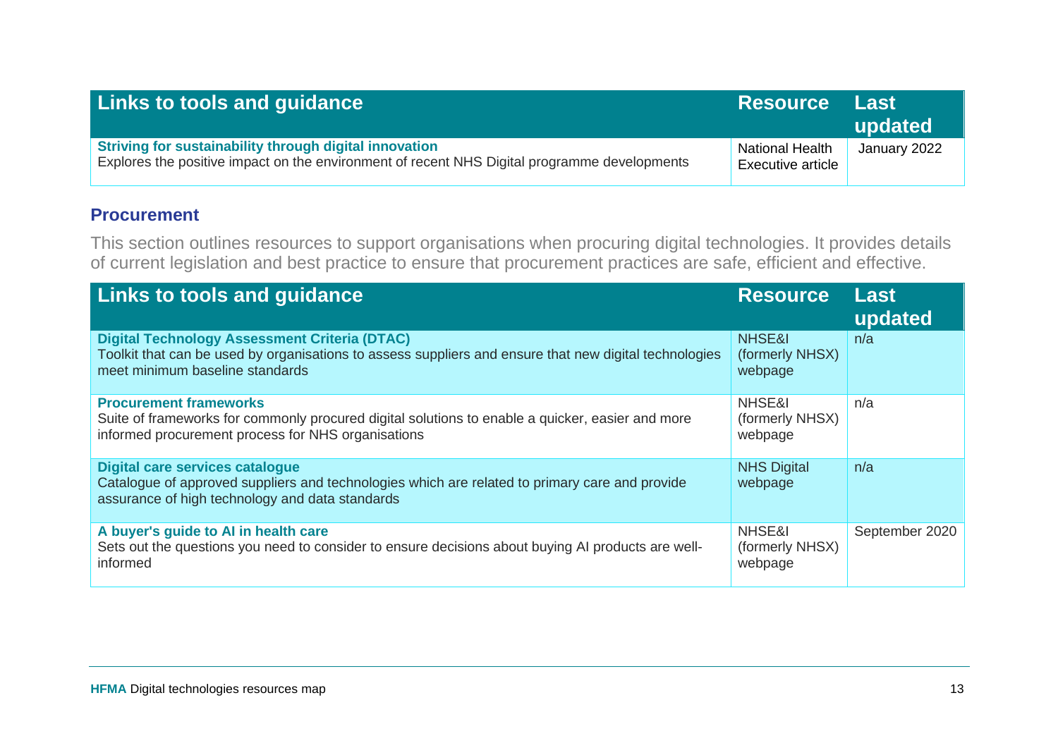| Links to tools and guidance | Resource | Last updated |
| --- | --- | --- |
| **Striving for sustainability through digital innovation**<br>Explores the positive impact on the environment of recent NHS Digital programme developments | National Health Executive article | January 2022 |

## Procurement

This section outlines resources to support organisations when procuring digital technologies. It provides details of current legislation and best practice to ensure that procurement practices are safe, efficient and effective.

| Links to tools and guidance | Resource | Last updated |
| --- | --- | --- |
| **Digital Technology Assessment Criteria (DTAC)**<br>Toolkit that can be used by organisations to assess suppliers and ensure that new digital technologies meet minimum baseline standards | NHSE&I (formerly NHSX) webpage | n/a |
| **Procurement frameworks**<br>Suite of frameworks for commonly procured digital solutions to enable a quicker, easier and more informed procurement process for NHS organisations | NHSE&I (formerly NHSX) webpage | n/a |
| **Digital care services catalogue**<br>Catalogue of approved suppliers and technologies which are related to primary care and provide assurance of high technology and data standards | NHS Digital webpage | n/a |
| **A buyer's guide to AI in health care**<br>Sets out the questions you need to consider to ensure decisions about buying AI products are well-informed | NHSE&I (formerly NHSX) webpage | September 2020 |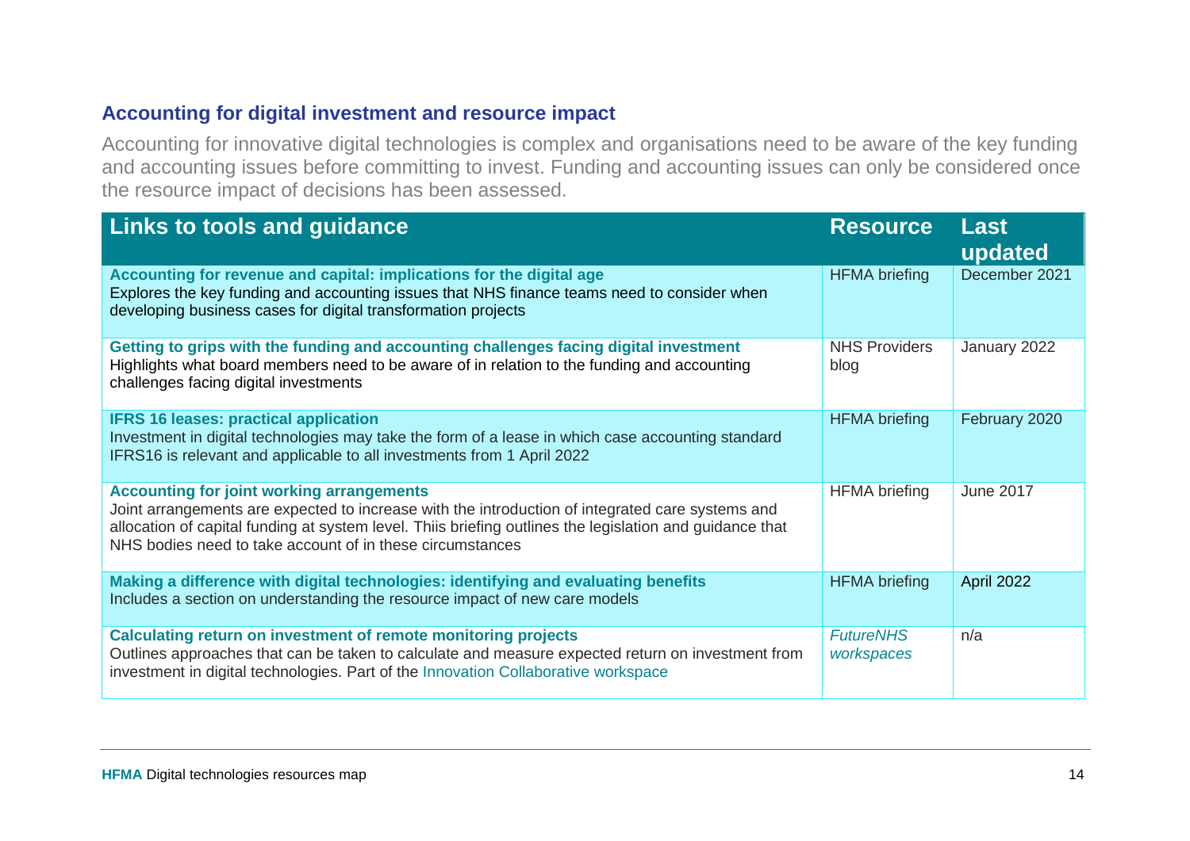## Accounting for digital investment and resource impact

Accounting for innovative digital technologies is complex and organisations need to be aware of the key funding and accounting issues before committing to invest. Funding and accounting issues can only be considered once the resource impact of decisions has been assessed.

| Links to tools and guidance | Resource | Last updated |
|---|---|---|
| **Accounting for revenue and capital: implications for the digital age**<br>Explores the key funding and accounting issues that NHS finance teams need to consider when developing business cases for digital transformation projects | HFMA briefing | December 2021 |
| **Getting to grips with the funding and accounting challenges facing digital investment**<br>Highlights what board members need to be aware of in relation to the funding and accounting challenges facing digital investments | NHS Providers blog | January 2022 |
| **IFRS 16 leases: practical application**<br>Investment in digital technologies may take the form of a lease in which case accounting standard IFRS16 is relevant and applicable to all investments from 1 April 2022 | HFMA briefing | February 2020 |
| **Accounting for joint working arrangements**<br>Joint arrangements are expected to increase with the introduction of integrated care systems and allocation of capital funding at system level. Thiis briefing outlines the legislation and guidance that NHS bodies need to take account of in these circumstances | HFMA briefing | June 2017 |
| **Making a difference with digital technologies: identifying and evaluating benefits**<br>Includes a section on understanding the resource impact of new care models | HFMA briefing | April 2022 |
| **Calculating return on investment of remote monitoring projects**<br>Outlines approaches that can be taken to calculate and measure expected return on investment from investment in digital technologies. Part of the Innovation Collaborative workspace | *FutureNHS workspaces* | n/a |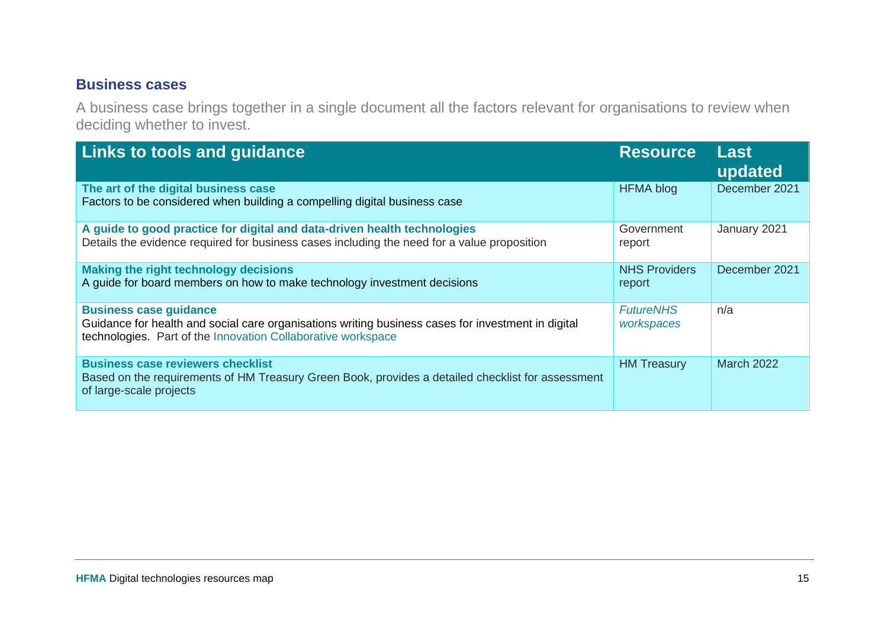## Business cases

A business case brings together in a single document all the factors relevant for organisations to review when deciding whether to invest.

| Links to tools and guidance | Resource | Last updated |
|---|---|---|
| **The art of the digital business case**<br>Factors to be considered when building a compelling digital business case | HFMA blog | December 2021 |
| **A guide to good practice for digital and data-driven health technologies**<br>Details the evidence required for business cases including the need for a value proposition | Government report | January 2021 |
| **Making the right technology decisions**<br>A guide for board members on how to make technology investment decisions | NHS Providers report | December 2021 |
| **Business case guidance**<br>Guidance for health and social care organisations writing business cases for investment in digital technologies. Part of the Innovation Collaborative workspace | *FutureNHS workspaces* | n/a |
| **Business case reviewers checklist**<br>Based on the requirements of HM Treasury Green Book, provides a detailed checklist for assessment of large-scale projects | HM Treasury | March 2022 |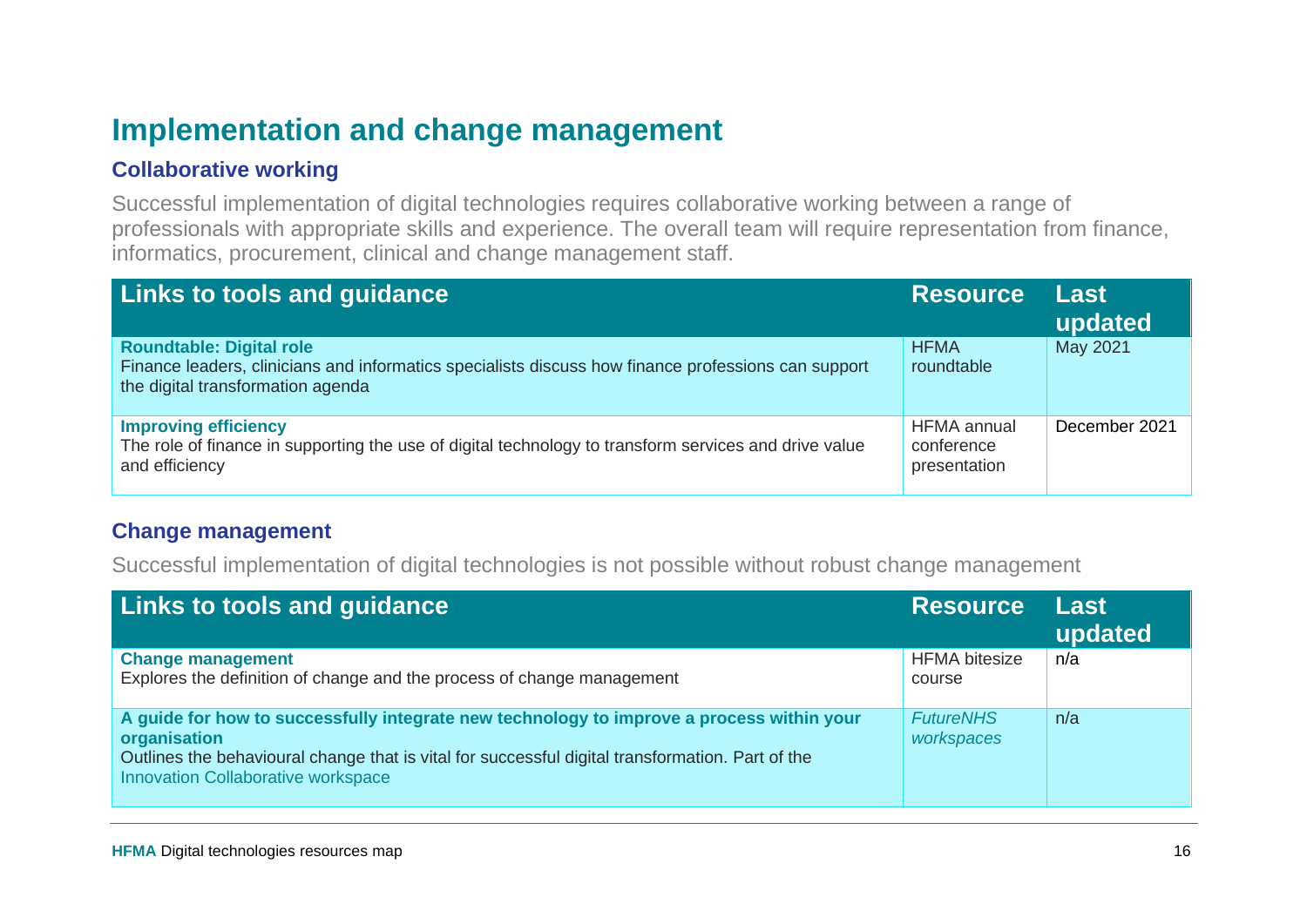# Implementation and change management

## Collaborative working

Successful implementation of digital technologies requires collaborative working between a range of professionals with appropriate skills and experience. The overall team will require representation from finance, informatics, procurement, clinical and change management staff.

| Links to tools and guidance | Resource | Last updated |
|---|---|---|
| **Roundtable: Digital role**<br>Finance leaders, clinicians and informatics specialists discuss how finance professions can support the digital transformation agenda | HFMA roundtable | May 2021 |
| **Improving efficiency**<br>The role of finance in supporting the use of digital technology to transform services and drive value and efficiency | HFMA annual conference presentation | December 2021 |

## Change management

Successful implementation of digital technologies is not possible without robust change management

| Links to tools and guidance | Resource | Last updated |
|---|---|---|
| **Change management**<br>Explores the definition of change and the process of change management | HFMA bitesize course | n/a |
| **A guide for how to successfully integrate new technology to improve a process within your organisation**<br>Outlines the behavioural change that is vital for successful digital transformation. Part of the Innovation Collaborative workspace | *FutureNHS workspaces* | n/a |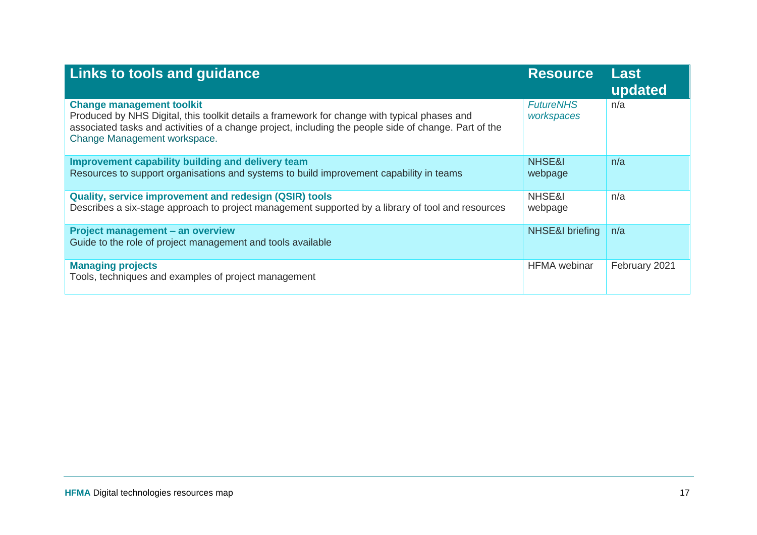| Links to tools and guidance | Resource | Last updated |
|---|---|---|
| **Change management toolkit**<br>Produced by NHS Digital, this toolkit details a framework for change with typical phases and associated tasks and activities of a change project, including the people side of change. Part of the Change Management workspace. | *FutureNHS workspaces* | n/a |
| **Improvement capability building and delivery team**<br>Resources to support organisations and systems to build improvement capability in teams | NHSE&I webpage | n/a |
| **Quality, service improvement and redesign (QSIR) tools**<br>Describes a six-stage approach to project management supported by a library of tool and resources | NHSE&I webpage | n/a |
| **Project management – an overview**<br>Guide to the role of project management and tools available | NHSE&I briefing | n/a |
| **Managing projects**<br>Tools, techniques and examples of project management | HFMA webinar | February 2021 |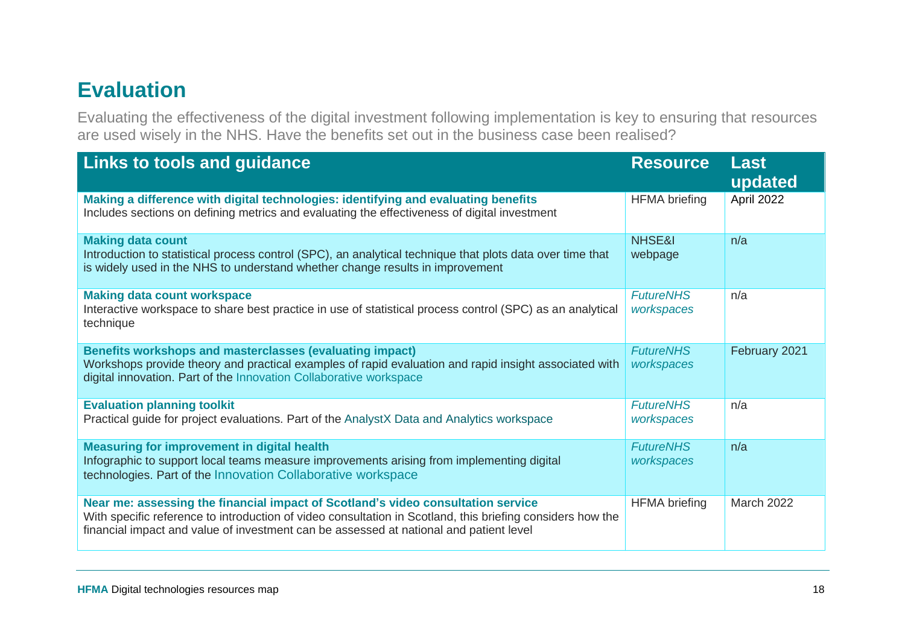# Evaluation

Evaluating the effectiveness of the digital investment following implementation is key to ensuring that resources are used wisely in the NHS. Have the benefits set out in the business case been realised?

| Links to tools and guidance | Resource | Last updated |
|---|---|---|
| **Making a difference with digital technologies: identifying and evaluating benefits**<br>Includes sections on defining metrics and evaluating the effectiveness of digital investment | HFMA briefing | April 2022 |
| **Making data count**<br>Introduction to statistical process control (SPC), an analytical technique that plots data over time that is widely used in the NHS to understand whether change results in improvement | NHSE&I webpage | n/a |
| **Making data count workspace**<br>Interactive workspace to share best practice in use of statistical process control (SPC) as an analytical technique | *FutureNHS workspaces* | n/a |
| **Benefits workshops and masterclasses (evaluating impact)**<br>Workshops provide theory and practical examples of rapid evaluation and rapid insight associated with digital innovation. Part of the Innovation Collaborative workspace | *FutureNHS workspaces* | February 2021 |
| **Evaluation planning toolkit**<br>Practical guide for project evaluations. Part of the AnalystX Data and Analytics workspace | *FutureNHS workspaces* | n/a |
| **Measuring for improvement in digital health**<br>Infographic to support local teams measure improvements arising from implementing digital technologies. Part of the Innovation Collaborative workspace | *FutureNHS workspaces* | n/a |
| **Near me: assessing the financial impact of Scotland's video consultation service**<br>With specific reference to introduction of video consultation in Scotland, this briefing considers how the financial impact and value of investment can be assessed at national and patient level | HFMA briefing | March 2022 |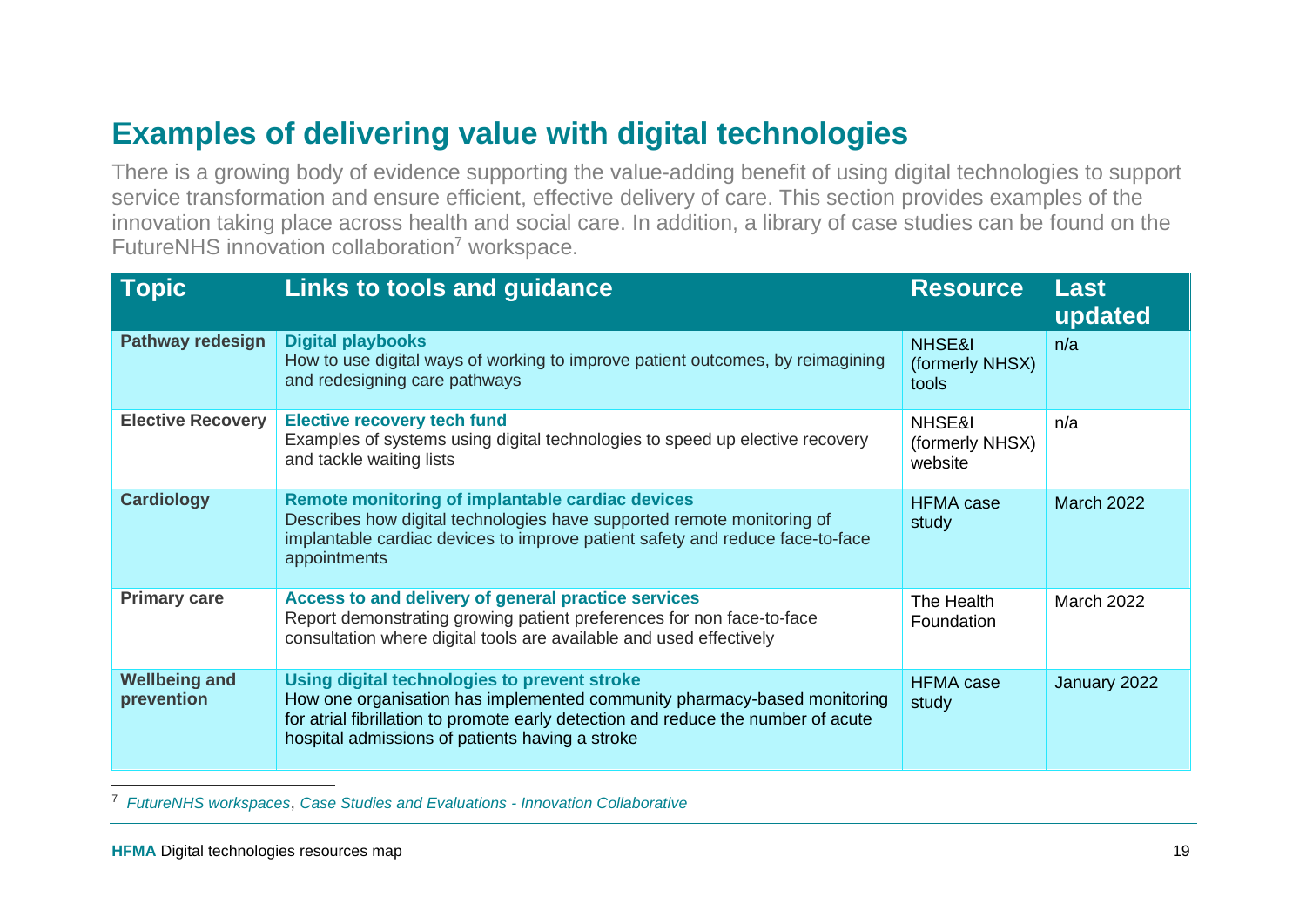## Examples of delivering value with digital technologies

There is a growing body of evidence supporting the value-adding benefit of using digital technologies to support service transformation and ensure efficient, effective delivery of care. This section provides examples of the innovation taking place across health and social care. In addition, a library of case studies can be found on the FutureNHS innovation collaboration[7] workspace.

| Topic | Links to tools and guidance | Resource | Last updated |
|---|---|---|---|
| **Pathway redesign** | **Digital playbooks**<br>How to use digital ways of working to improve patient outcomes, by reimagining and redesigning care pathways | NHSE&I (formerly NHSX) tools | n/a |
| **Elective Recovery** | **Elective recovery tech fund**<br>Examples of systems using digital technologies to speed up elective recovery and tackle waiting lists | NHSE&I (formerly NHSX) website | n/a |
| **Cardiology** | **Remote monitoring of implantable cardiac devices**<br>Describes how digital technologies have supported remote monitoring of implantable cardiac devices to improve patient safety and reduce face-to-face appointments | HFMA case study | March 2022 |
| **Primary care** | **Access to and delivery of general practice services**<br>Report demonstrating growing patient preferences for non face-to-face consultation where digital tools are available and used effectively | The Health Foundation | March 2022 |
| **Wellbeing and prevention** | **Using digital technologies to prevent stroke**<br>How one organisation has implemented community pharmacy-based monitoring for atrial fibrillation to promote early detection and reduce the number of acute hospital admissions of patients having a stroke | HFMA case study | January 2022 |

[7] *FutureNHS workspaces*, *Case Studies and Evaluations - Innovation Collaborative*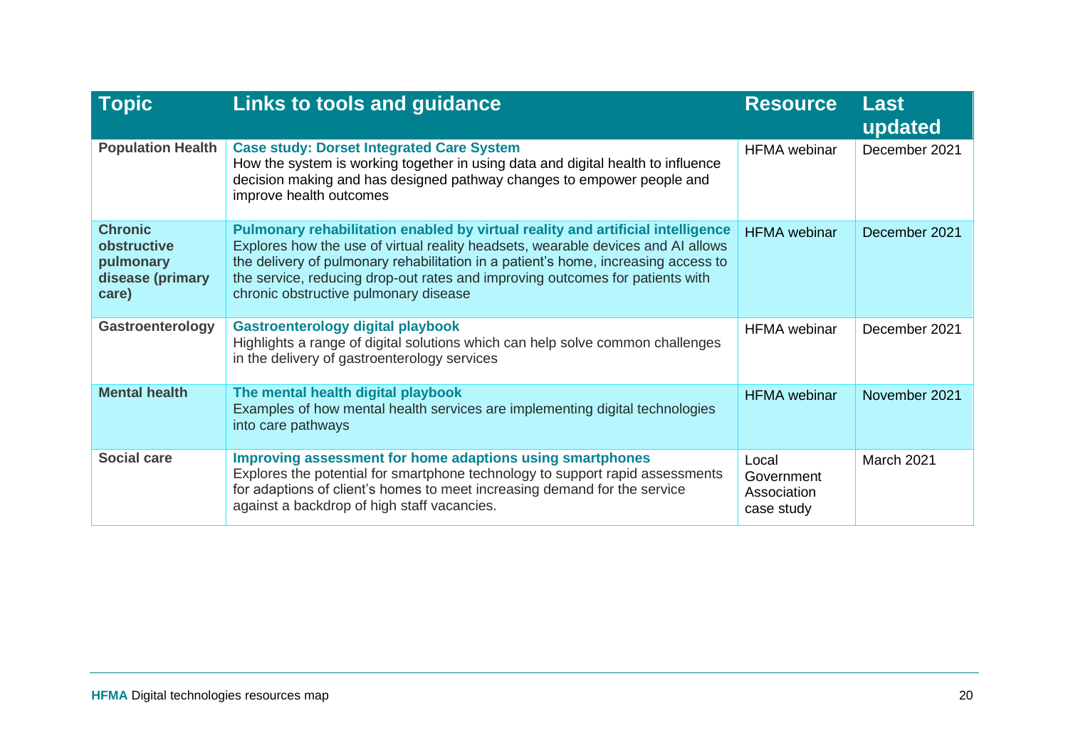| Topic | Links to tools and guidance | Resource | Last updated |
|---|---|---|---|
| **Population Health** | **Case study: Dorset Integrated Care System**<br>How the system is working together in using data and digital health to influence decision making and has designed pathway changes to empower people and improve health outcomes | HFMA webinar | December 2021 |
| **Chronic obstructive pulmonary disease (primary care)** | **Pulmonary rehabilitation enabled by virtual reality and artificial intelligence**<br>Explores how the use of virtual reality headsets, wearable devices and AI allows the delivery of pulmonary rehabilitation in a patient's home, increasing access to the service, reducing drop-out rates and improving outcomes for patients with chronic obstructive pulmonary disease | HFMA webinar | December 2021 |
| **Gastroenterology** | **Gastroenterology digital playbook**<br>Highlights a range of digital solutions which can help solve common challenges in the delivery of gastroenterology services | HFMA webinar | December 2021 |
| **Mental health** | **The mental health digital playbook**<br>Examples of how mental health services are implementing digital technologies into care pathways | HFMA webinar | November 2021 |
| **Social care** | **Improving assessment for home adaptions using smartphones**<br>Explores the potential for smartphone technology to support rapid assessments for adaptions of client's homes to meet increasing demand for the service against a backdrop of high staff vacancies. | Local Government Association case study | March 2021 |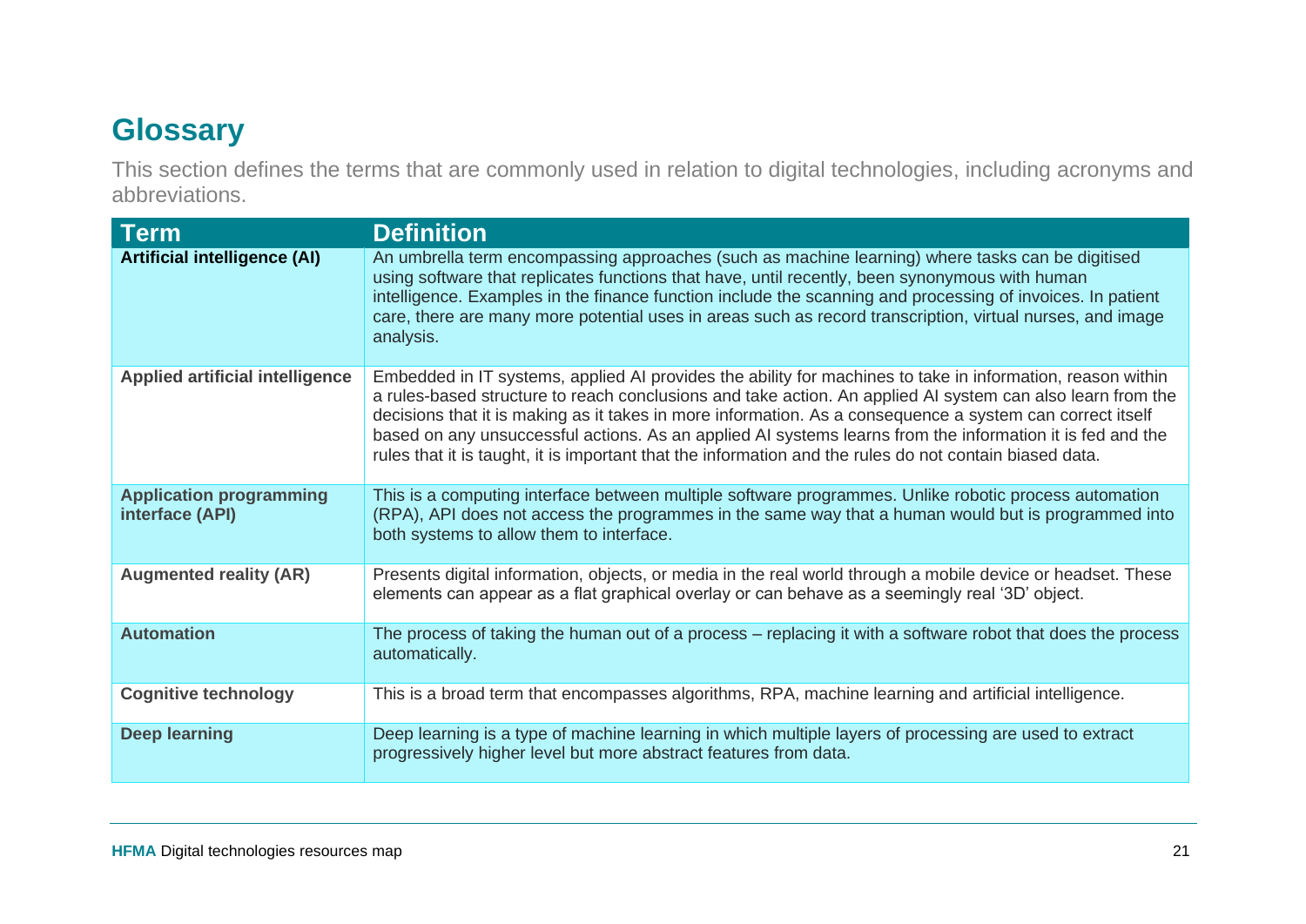## Glossary

This section defines the terms that are commonly used in relation to digital technologies, including acronyms and abbreviations.

| Term | Definition |
|---|---|
| **Artificial intelligence (AI)** | An umbrella term encompassing approaches (such as machine learning) where tasks can be digitised using software that replicates functions that have, until recently, been synonymous with human intelligence. Examples in the finance function include the scanning and processing of invoices. In patient care, there are many more potential uses in areas such as record transcription, virtual nurses, and image analysis. |
| **Applied artificial intelligence** | Embedded in IT systems, applied AI provides the ability for machines to take in information, reason within a rules-based structure to reach conclusions and take action. An applied AI system can also learn from the decisions that it is making as it takes in more information. As a consequence a system can correct itself based on any unsuccessful actions. As an applied AI systems learns from the information it is fed and the rules that it is taught, it is important that the information and the rules do not contain biased data. |
| **Application programming interface (API)** | This is a computing interface between multiple software programmes. Unlike robotic process automation (RPA), API does not access the programmes in the same way that a human would but is programmed into both systems to allow them to interface. |
| **Augmented reality (AR)** | Presents digital information, objects, or media in the real world through a mobile device or headset. These elements can appear as a flat graphical overlay or can behave as a seemingly real '3D' object. |
| **Automation** | The process of taking the human out of a process – replacing it with a software robot that does the process automatically. |
| **Cognitive technology** | This is a broad term that encompasses algorithms, RPA, machine learning and artificial intelligence. |
| **Deep learning** | Deep learning is a type of machine learning in which multiple layers of processing are used to extract progressively higher level but more abstract features from data. |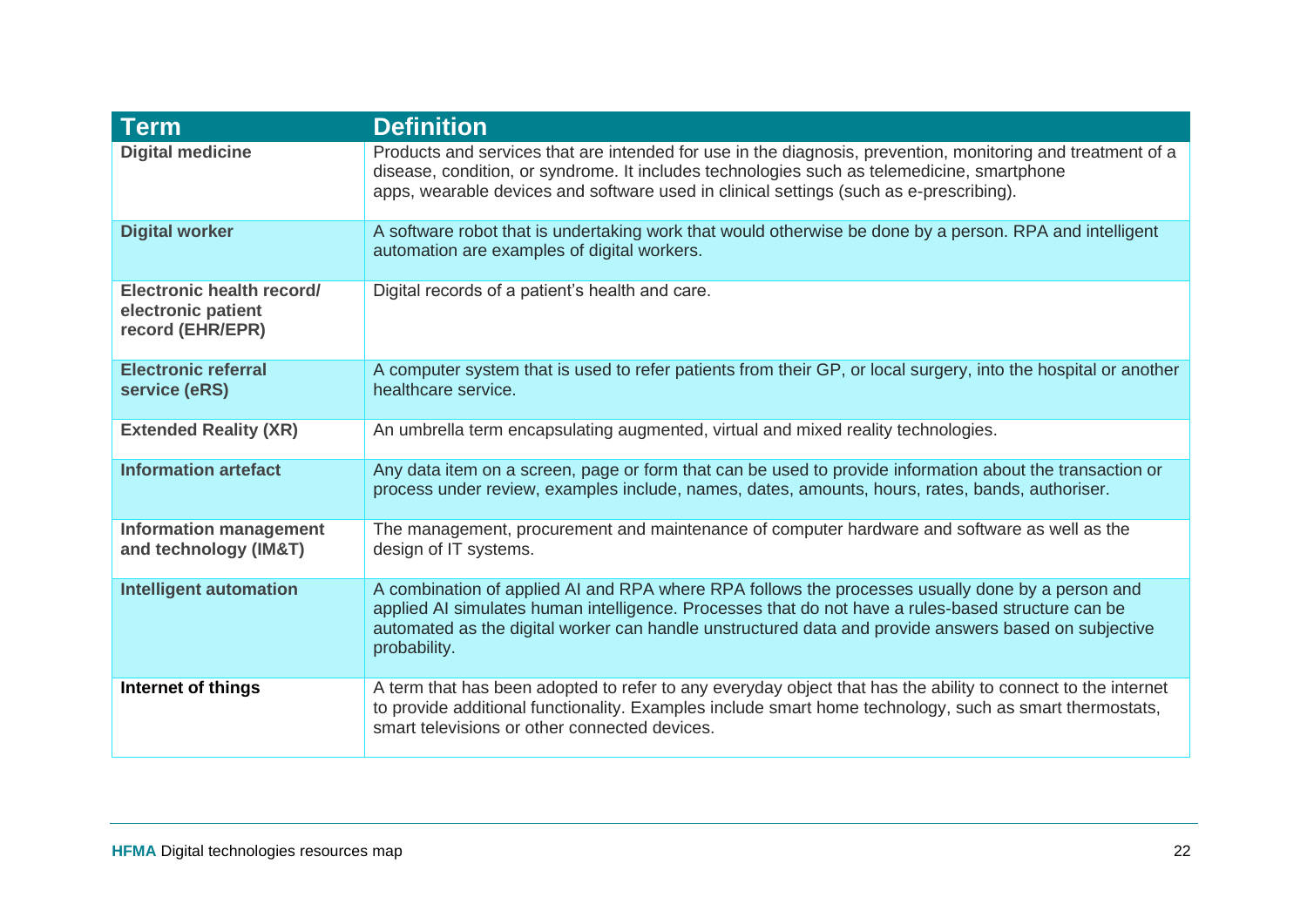| Term | Definition |
|---|---|
| **Digital medicine** | Products and services that are intended for use in the diagnosis, prevention, monitoring and treatment of a disease, condition, or syndrome. It includes technologies such as telemedicine, smartphone apps, wearable devices and software used in clinical settings (such as e-prescribing). |
| **Digital worker** | A software robot that is undertaking work that would otherwise be done by a person. RPA and intelligent automation are examples of digital workers. |
| **Electronic health record/ electronic patient record (EHR/EPR)** | Digital records of a patient's health and care. |
| **Electronic referral service (eRS)** | A computer system that is used to refer patients from their GP, or local surgery, into the hospital or another healthcare service. |
| **Extended Reality (XR)** | An umbrella term encapsulating augmented, virtual and mixed reality technologies. |
| **Information artefact** | Any data item on a screen, page or form that can be used to provide information about the transaction or process under review, examples include, names, dates, amounts, hours, rates, bands, authoriser. |
| **Information management and technology (IM&T)** | The management, procurement and maintenance of computer hardware and software as well as the design of IT systems. |
| **Intelligent automation** | A combination of applied AI and RPA where RPA follows the processes usually done by a person and applied AI simulates human intelligence. Processes that do not have a rules-based structure can be automated as the digital worker can handle unstructured data and provide answers based on subjective probability. |
| **Internet of things** | A term that has been adopted to refer to any everyday object that has the ability to connect to the internet to provide additional functionality. Examples include smart home technology, such as smart thermostats, smart televisions or other connected devices. |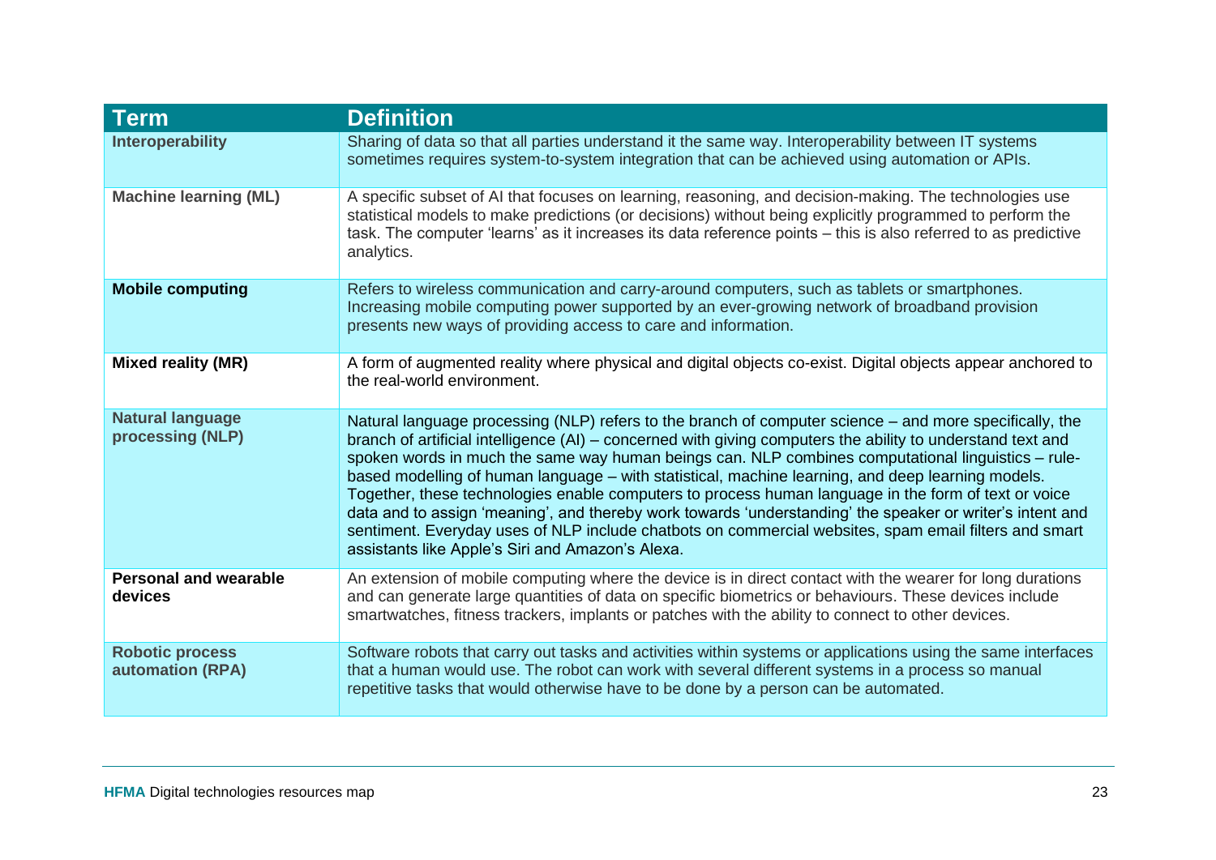| Term | Definition |
|---|---|
| **Interoperability** | Sharing of data so that all parties understand it the same way. Interoperability between IT systems sometimes requires system-to-system integration that can be achieved using automation or APIs. |
| **Machine learning (ML)** | A specific subset of AI that focuses on learning, reasoning, and decision-making. The technologies use statistical models to make predictions (or decisions) without being explicitly programmed to perform the task. The computer 'learns' as it increases its data reference points – this is also referred to as predictive analytics. |
| **Mobile computing** | Refers to wireless communication and carry-around computers, such as tablets or smartphones. Increasing mobile computing power supported by an ever-growing network of broadband provision presents new ways of providing access to care and information. |
| **Mixed reality (MR)** | A form of augmented reality where physical and digital objects co-exist. Digital objects appear anchored to the real-world environment. |
| **Natural language processing (NLP)** | Natural language processing (NLP) refers to the branch of computer science – and more specifically, the branch of artificial intelligence (AI) – concerned with giving computers the ability to understand text and spoken words in much the same way human beings can. NLP combines computational linguistics – rule-based modelling of human language – with statistical, machine learning, and deep learning models. Together, these technologies enable computers to process human language in the form of text or voice data and to assign 'meaning', and thereby work towards 'understanding' the speaker or writer's intent and sentiment. Everyday uses of NLP include chatbots on commercial websites, spam email filters and smart assistants like Apple's Siri and Amazon's Alexa. |
| **Personal and wearable devices** | An extension of mobile computing where the device is in direct contact with the wearer for long durations and can generate large quantities of data on specific biometrics or behaviours. These devices include smartwatches, fitness trackers, implants or patches with the ability to connect to other devices. |
| **Robotic process automation (RPA)** | Software robots that carry out tasks and activities within systems or applications using the same interfaces that a human would use. The robot can work with several different systems in a process so manual repetitive tasks that would otherwise have to be done by a person can be automated. |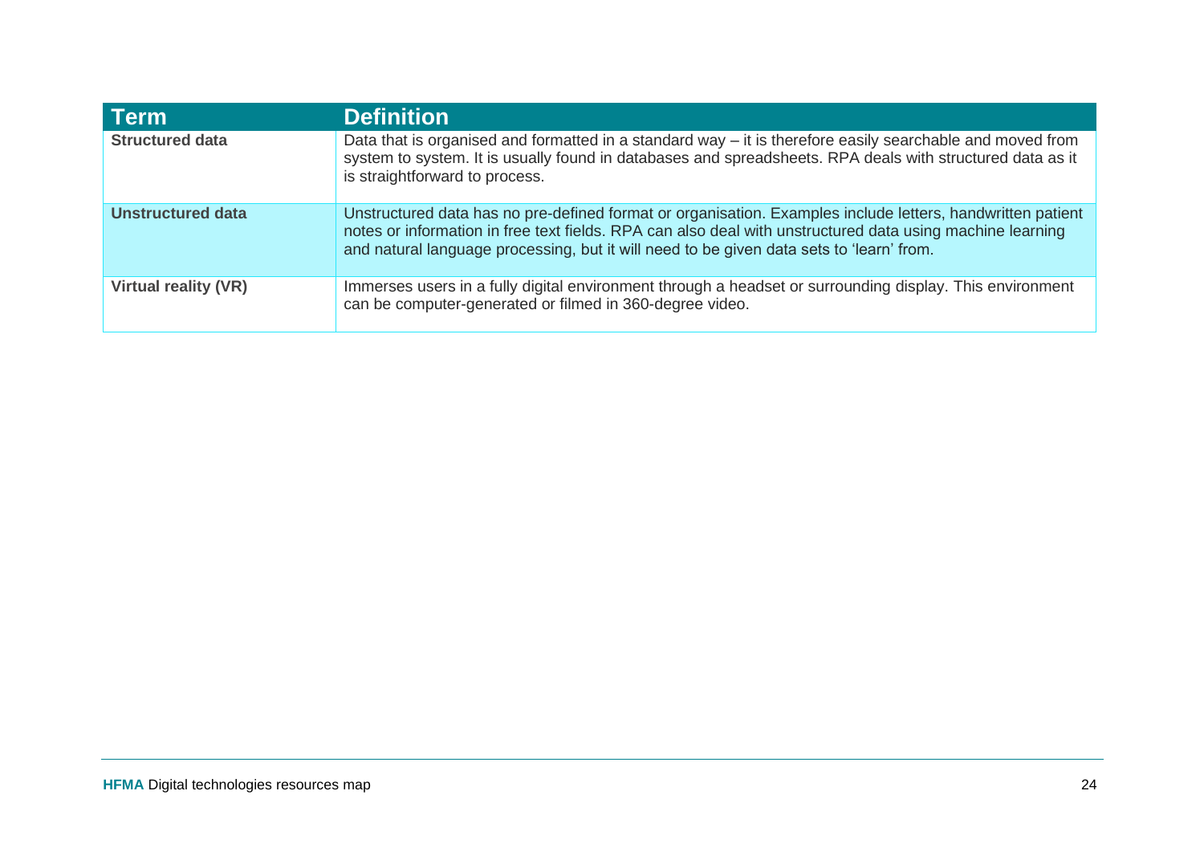| Term | Definition |
|---|---|
| **Structured data** | Data that is organised and formatted in a standard way – it is therefore easily searchable and moved from system to system. It is usually found in databases and spreadsheets. RPA deals with structured data as it is straightforward to process. |
| **Unstructured data** | Unstructured data has no pre-defined format or organisation. Examples include letters, handwritten patient notes or information in free text fields. RPA can also deal with unstructured data using machine learning and natural language processing, but it will need to be given data sets to 'learn' from. |
| **Virtual reality (VR)** | Immerses users in a fully digital environment through a headset or surrounding display. This environment can be computer-generated or filmed in 360-degree video. |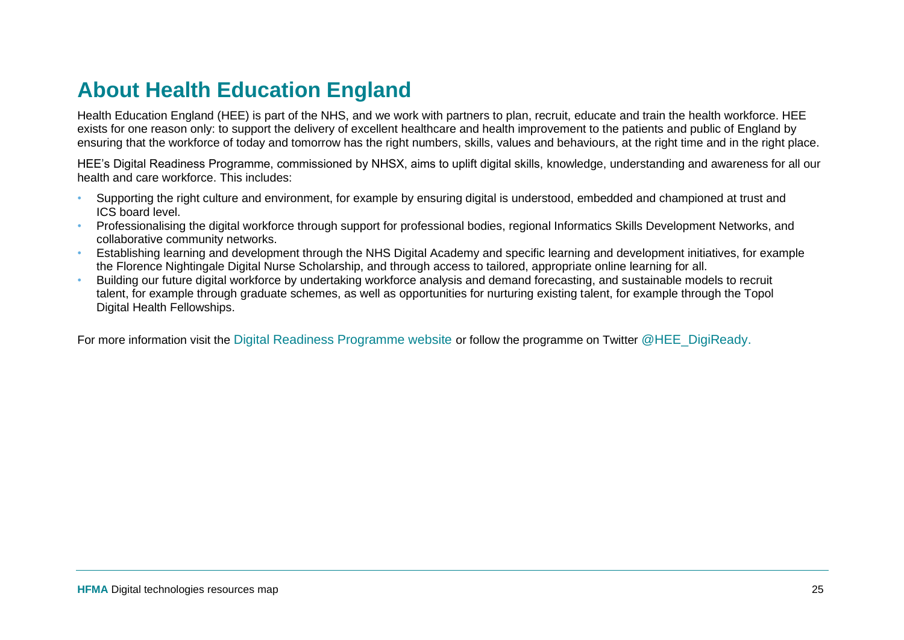# About Health Education England

Health Education England (HEE) is part of the NHS, and we work with partners to plan, recruit, educate and train the health workforce. HEE exists for one reason only: to support the delivery of excellent healthcare and health improvement to the patients and public of England by ensuring that the workforce of today and tomorrow has the right numbers, skills, values and behaviours, at the right time and in the right place.

HEE's Digital Readiness Programme, commissioned by NHSX, aims to uplift digital skills, knowledge, understanding and awareness for all our health and care workforce. This includes:

- Supporting the right culture and environment, for example by ensuring digital is understood, embedded and championed at trust and ICS board level.
- Professionalising the digital workforce through support for professional bodies, regional Informatics Skills Development Networks, and collaborative community networks.
- Establishing learning and development through the NHS Digital Academy and specific learning and development initiatives, for example the Florence Nightingale Digital Nurse Scholarship, and through access to tailored, appropriate online learning for all.
- Building our future digital workforce by undertaking workforce analysis and demand forecasting, and sustainable models to recruit talent, for example through graduate schemes, as well as opportunities for nurturing existing talent, for example through the Topol Digital Health Fellowships.

For more information visit the Digital Readiness Programme website or follow the programme on Twitter @HEE_DigiReady.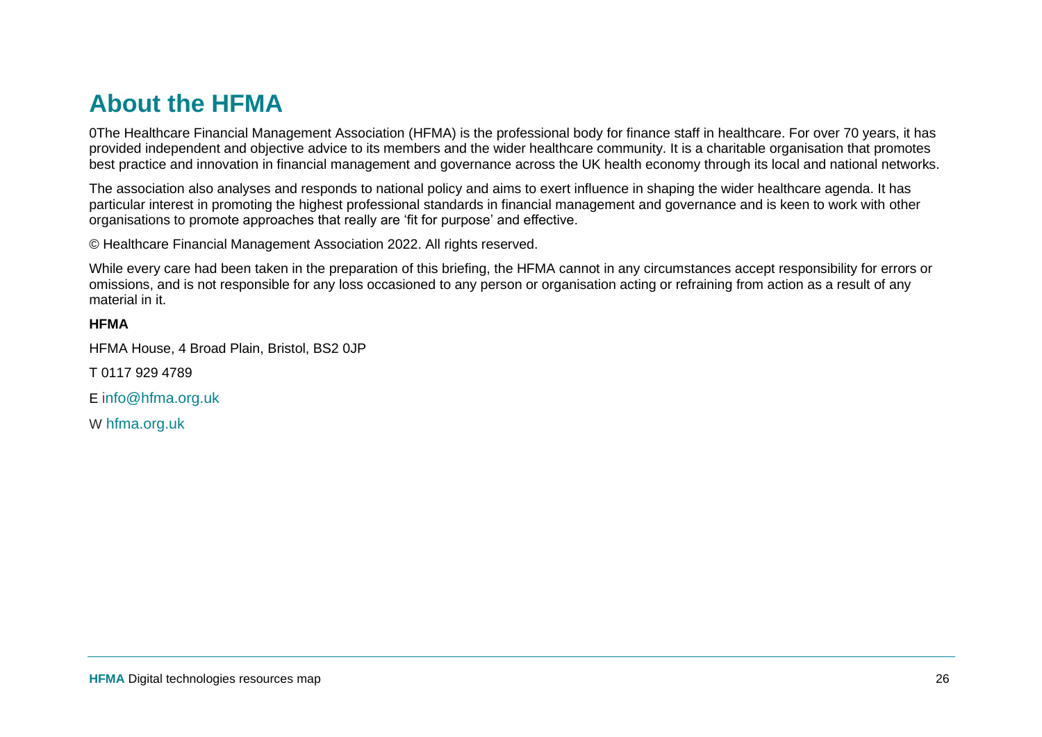# About the HFMA

0The Healthcare Financial Management Association (HFMA) is the professional body for finance staff in healthcare. For over 70 years, it has provided independent and objective advice to its members and the wider healthcare community. It is a charitable organisation that promotes best practice and innovation in financial management and governance across the UK health economy through its local and national networks.

The association also analyses and responds to national policy and aims to exert influence in shaping the wider healthcare agenda. It has particular interest in promoting the highest professional standards in financial management and governance and is keen to work with other organisations to promote approaches that really are 'fit for purpose' and effective.

© Healthcare Financial Management Association 2022. All rights reserved.

While every care had been taken in the preparation of this briefing, the HFMA cannot in any circumstances accept responsibility for errors or omissions, and is not responsible for any loss occasioned to any person or organisation acting or refraining from action as a result of any material in it.

**HFMA**

HFMA House, 4 Broad Plain, Bristol, BS2 0JP

T 0117 929 4789

E info@hfma.org.uk

W hfma.org.uk